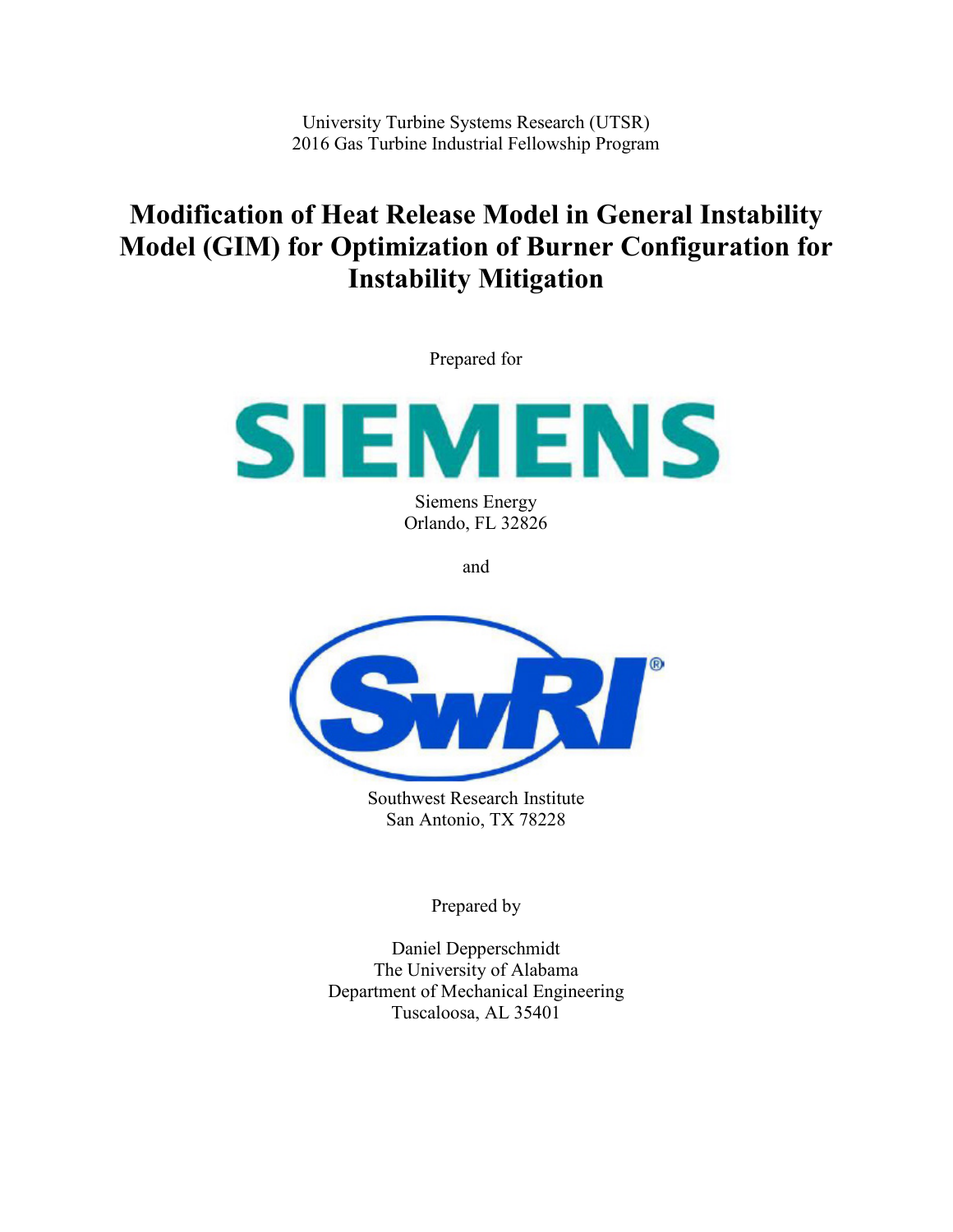University Turbine Systems Research (UTSR)
2016 Gas Turbine Industrial Fellowship Program

# Modification of Heat Release Model in General Instability Model (GIM) for Optimization of Burner Configuration for Instability Mitigation

Prepared for

SIEMENS

Siemens Energy
Orlando, FL 32826

and

SwRI

Southwest Research Institute
San Antonio, TX 78228

Prepared by

Daniel Depperschmidt
The University of Alabama
Department of Mechanical Engineering
Tuscaloosa, AL 35401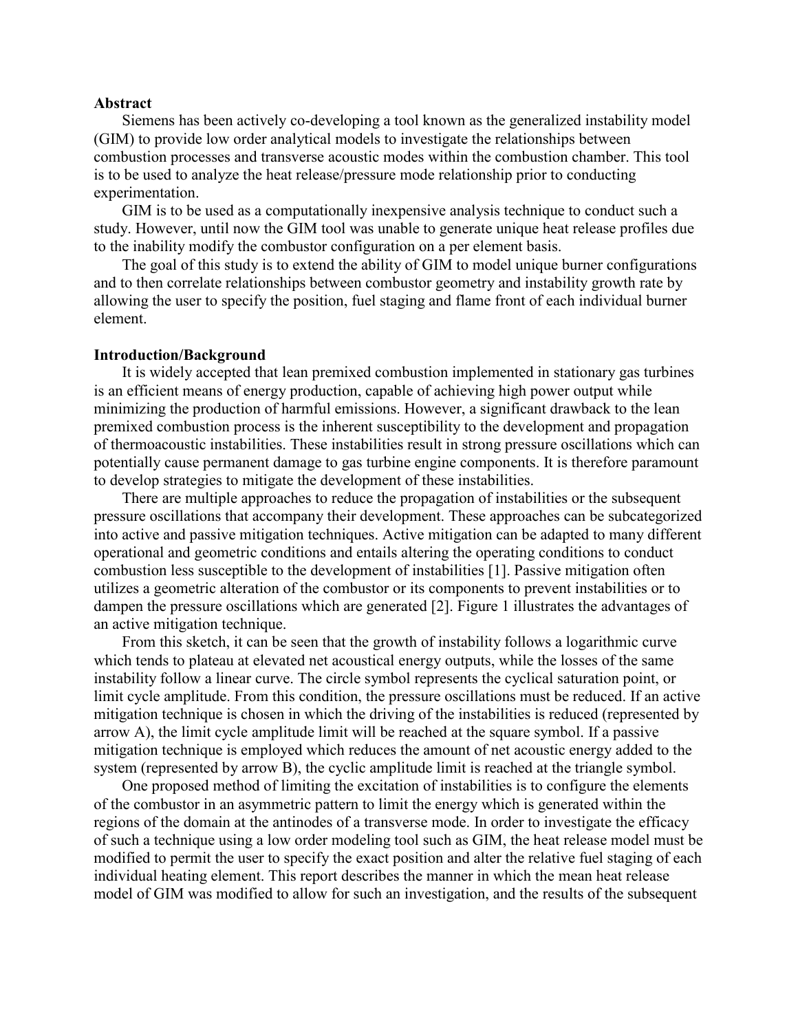## Abstract

Siemens has been actively co-developing a tool known as the generalized instability model (GIM) to provide low order analytical models to investigate the relationships between combustion processes and transverse acoustic modes within the combustion chamber. This tool is to be used to analyze the heat release/pressure mode relationship prior to conducting experimentation.

GIM is to be used as a computationally inexpensive analysis technique to conduct such a study. However, until now the GIM tool was unable to generate unique heat release profiles due to the inability modify the combustor configuration on a per element basis.

The goal of this study is to extend the ability of GIM to model unique burner configurations and to then correlate relationships between combustor geometry and instability growth rate by allowing the user to specify the position, fuel staging and flame front of each individual burner element.

## Introduction/Background

It is widely accepted that lean premixed combustion implemented in stationary gas turbines is an efficient means of energy production, capable of achieving high power output while minimizing the production of harmful emissions. However, a significant drawback to the lean premixed combustion process is the inherent susceptibility to the development and propagation of thermoacoustic instabilities. These instabilities result in strong pressure oscillations which can potentially cause permanent damage to gas turbine engine components. It is therefore paramount to develop strategies to mitigate the development of these instabilities.

There are multiple approaches to reduce the propagation of instabilities or the subsequent pressure oscillations that accompany their development. These approaches can be subcategorized into active and passive mitigation techniques. Active mitigation can be adapted to many different operational and geometric conditions and entails altering the operating conditions to conduct combustion less susceptible to the development of instabilities [1]. Passive mitigation often utilizes a geometric alteration of the combustor or its components to prevent instabilities or to dampen the pressure oscillations which are generated [2]. Figure 1 illustrates the advantages of an active mitigation technique.

From this sketch, it can be seen that the growth of instability follows a logarithmic curve which tends to plateau at elevated net acoustical energy outputs, while the losses of the same instability follow a linear curve. The circle symbol represents the cyclical saturation point, or limit cycle amplitude. From this condition, the pressure oscillations must be reduced. If an active mitigation technique is chosen in which the driving of the instabilities is reduced (represented by arrow A), the limit cycle amplitude limit will be reached at the square symbol. If a passive mitigation technique is employed which reduces the amount of net acoustic energy added to the system (represented by arrow B), the cyclic amplitude limit is reached at the triangle symbol.

One proposed method of limiting the excitation of instabilities is to configure the elements of the combustor in an asymmetric pattern to limit the energy which is generated within the regions of the domain at the antinodes of a transverse mode. In order to investigate the efficacy of such a technique using a low order modeling tool such as GIM, the heat release model must be modified to permit the user to specify the exact position and alter the relative fuel staging of each individual heating element. This report describes the manner in which the mean heat release model of GIM was modified to allow for such an investigation, and the results of the subsequent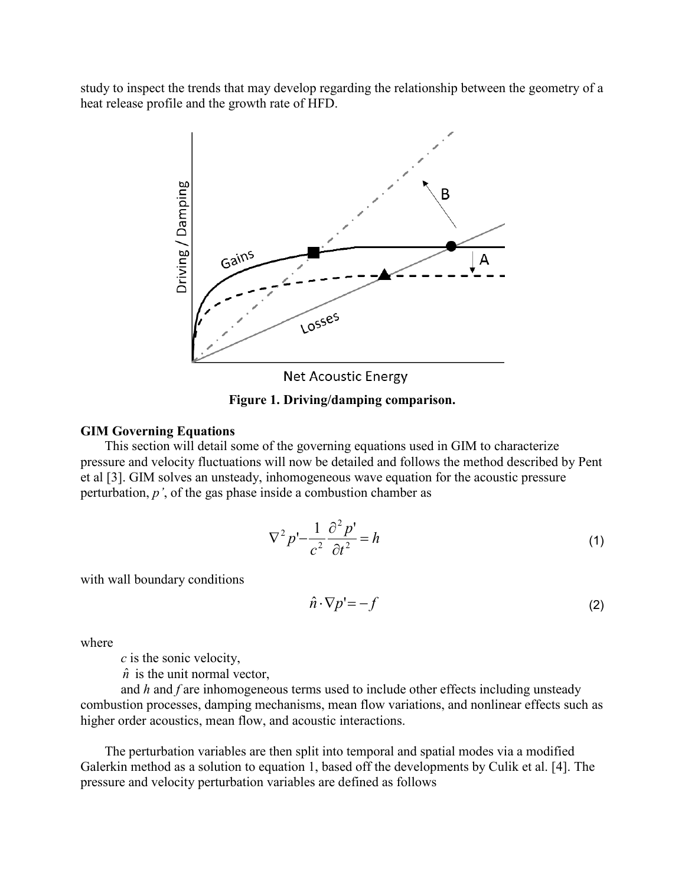study to inspect the trends that may develop regarding the relationship between the geometry of a heat release profile and the growth rate of HFD.

**Figure 1. Driving/damping comparison.**

### GIM Governing Equations

This section will detail some of the governing equations used in GIM to characterize pressure and velocity fluctuations will now be detailed and follows the method described by Pent et al [3]. GIM solves an unsteady, inhomogeneous wave equation for the acoustic pressure perturbation, *p'*, of the gas phase inside a combustion chamber as

$$\nabla^2 p' - \frac{1}{c^2}\frac{\partial^2 p'}{\partial t^2} = h \tag{1}$$

with wall boundary conditions

$$\hat{n} \cdot \nabla p' = -f \tag{2}$$

where

$c$ is the sonic velocity,

$\hat{n}$ is the unit normal vector,

and $h$ and $f$ are inhomogeneous terms used to include other effects including unsteady combustion processes, damping mechanisms, mean flow variations, and nonlinear effects such as higher order acoustics, mean flow, and acoustic interactions.

The perturbation variables are then split into temporal and spatial modes via a modified Galerkin method as a solution to equation 1, based off the developments by Culik et al. [4]. The pressure and velocity perturbation variables are defined as follows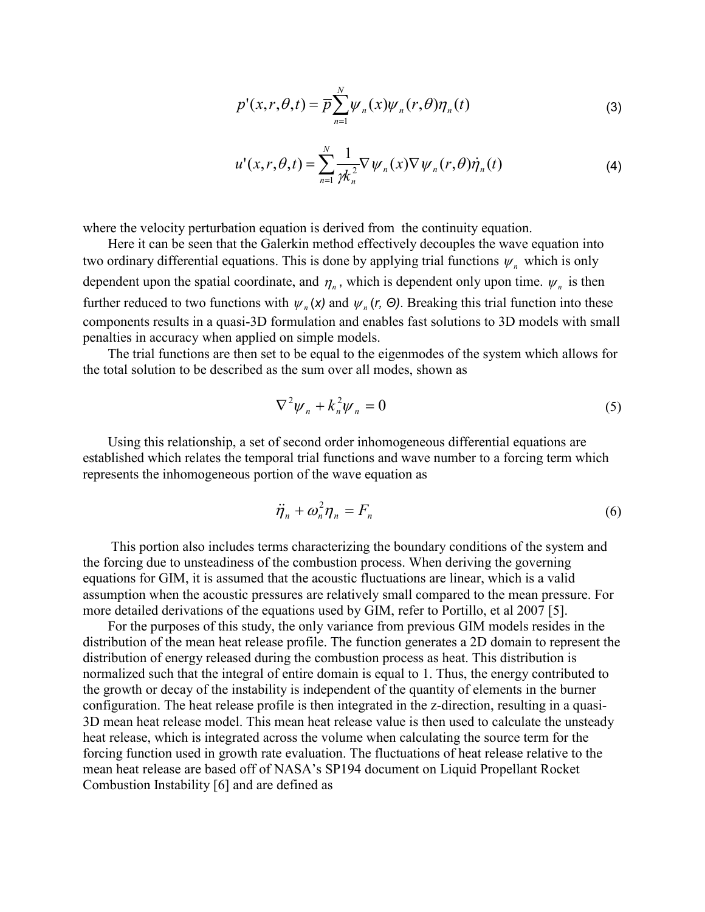$$p'(x,r,\theta,t) = \overline{p}\sum_{n=1}^{N}\psi_n(x)\psi_n(r,\theta)\eta_n(t) \tag{3}$$

$$u'(x,r,\theta,t) = \sum_{n=1}^{N}\frac{1}{\gamma k_n^2}\nabla\psi_n(x)\nabla\psi_n(r,\theta)\dot{\eta}_n(t) \tag{4}$$

where the velocity perturbation equation is derived from the continuity equation.

Here it can be seen that the Galerkin method effectively decouples the wave equation into two ordinary differential equations. This is done by applying trial functions $\psi_n$ which is only dependent upon the spatial coordinate, and $\eta_n$, which is dependent only upon time. $\psi_n$ is then further reduced to two functions with $\psi_n(x)$ and $\psi_n(r, \Theta)$. Breaking this trial function into these components results in a quasi-3D formulation and enables fast solutions to 3D models with small penalties in accuracy when applied on simple models.

The trial functions are then set to be equal to the eigenmodes of the system which allows for the total solution to be described as the sum over all modes, shown as

$$\nabla^2\psi_n + k_n^2\psi_n = 0 \tag{5}$$

Using this relationship, a set of second order inhomogeneous differential equations are established which relates the temporal trial functions and wave number to a forcing term which represents the inhomogeneous portion of the wave equation as

$$\ddot{\eta}_n + \omega_n^2\eta_n = F_n \tag{6}$$

This portion also includes terms characterizing the boundary conditions of the system and the forcing due to unsteadiness of the combustion process. When deriving the governing equations for GIM, it is assumed that the acoustic fluctuations are linear, which is a valid assumption when the acoustic pressures are relatively small compared to the mean pressure. For more detailed derivations of the equations used by GIM, refer to Portillo, et al 2007 [5].

For the purposes of this study, the only variance from previous GIM models resides in the distribution of the mean heat release profile. The function generates a 2D domain to represent the distribution of energy released during the combustion process as heat. This distribution is normalized such that the integral of entire domain is equal to 1. Thus, the energy contributed to the growth or decay of the instability is independent of the quantity of elements in the burner configuration. The heat release profile is then integrated in the z-direction, resulting in a quasi-3D mean heat release model. This mean heat release value is then used to calculate the unsteady heat release, which is integrated across the volume when calculating the source term for the forcing function used in growth rate evaluation. The fluctuations of heat release relative to the mean heat release are based off of NASA's SP194 document on Liquid Propellant Rocket Combustion Instability [6] and are defined as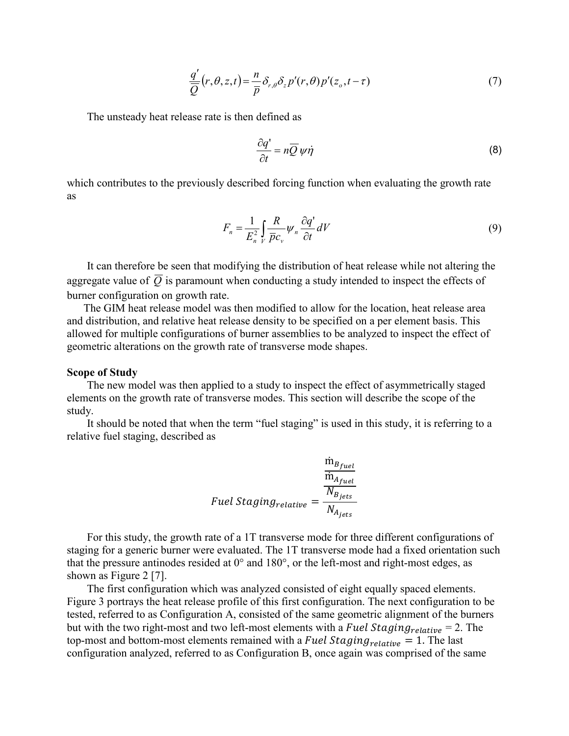$$\frac{q'}{\overline{Q}}(r,\theta,z,t) = \frac{n}{\overline{p}}\delta_{r,\theta}\delta_z p'(r,\theta)p'(z_o,t-\tau) \tag{7}$$

The unsteady heat release rate is then defined as

$$\frac{\partial q'}{\partial t} = n\overline{Q}\,\psi\dot{\eta} \tag{8}$$

which contributes to the previously described forcing function when evaluating the growth rate as

$$F_n = \frac{1}{E_n^2}\int_V \frac{R}{\overline{p}c_v}\psi_n \frac{\partial q'}{\partial t}dV \tag{9}$$

It can therefore be seen that modifying the distribution of heat release while not altering the aggregate value of $\overline{Q}$ is paramount when conducting a study intended to inspect the effects of burner configuration on growth rate.

The GIM heat release model was then modified to allow for the location, heat release area and distribution, and relative heat release density to be specified on a per element basis. This allowed for multiple configurations of burner assemblies to be analyzed to inspect the effect of geometric alterations on the growth rate of transverse mode shapes.

**Scope of Study**

The new model was then applied to a study to inspect the effect of asymmetrically staged elements on the growth rate of transverse modes. This section will describe the scope of the study.

It should be noted that when the term "fuel staging" is used in this study, it is referring to a relative fuel staging, described as

$$Fuel\ Staging_{relative} = \frac{\frac{\dot{m}_{B_{fuel}}}{\dot{m}_{A_{fuel}}}}{\frac{N_{B_{jets}}}{N_{A_{jets}}}}$$

For this study, the growth rate of a 1T transverse mode for three different configurations of staging for a generic burner were evaluated. The 1T transverse mode had a fixed orientation such that the pressure antinodes resided at 0° and 180°, or the left-most and right-most edges, as shown as Figure 2 [7].

The first configuration which was analyzed consisted of eight equally spaced elements. Figure 3 portrays the heat release profile of this first configuration. The next configuration to be tested, referred to as Configuration A, consisted of the same geometric alignment of the burners but with the two right-most and two left-most elements with a $Fuel\ Staging_{relative} = 2$. The top-most and bottom-most elements remained with a $Fuel\ Staging_{relative} = 1$. The last configuration analyzed, referred to as Configuration B, once again was comprised of the same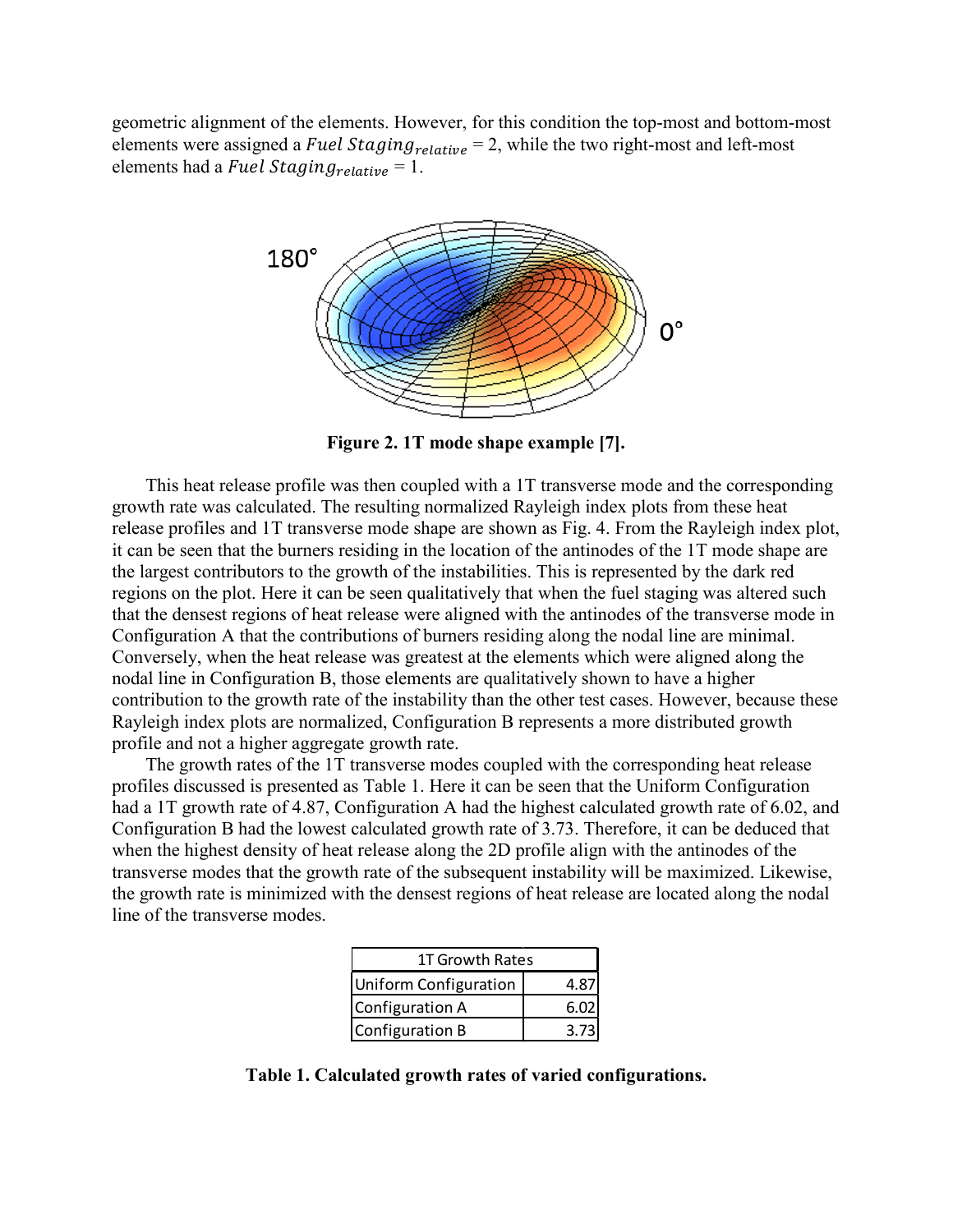geometric alignment of the elements. However, for this condition the top-most and bottom-most elements were assigned a $Fuel\ Staging_{relative} = 2$, while the two right-most and left-most elements had a $Fuel\ Staging_{relative} = 1$.

**Figure 2. 1T mode shape example [7].**

This heat release profile was then coupled with a 1T transverse mode and the corresponding growth rate was calculated. The resulting normalized Rayleigh index plots from these heat release profiles and 1T transverse mode shape are shown as Fig. 4. From the Rayleigh index plot, it can be seen that the burners residing in the location of the antinodes of the 1T mode shape are the largest contributors to the growth of the instabilities. This is represented by the dark red regions on the plot. Here it can be seen qualitatively that when the fuel staging was altered such that the densest regions of heat release were aligned with the antinodes of the transverse mode in Configuration A that the contributions of burners residing along the nodal line are minimal. Conversely, when the heat release was greatest at the elements which were aligned along the nodal line in Configuration B, those elements are qualitatively shown to have a higher contribution to the growth rate of the instability than the other test cases. However, because these Rayleigh index plots are normalized, Configuration B represents a more distributed growth profile and not a higher aggregate growth rate.

The growth rates of the 1T transverse modes coupled with the corresponding heat release profiles discussed is presented as Table 1. Here it can be seen that the Uniform Configuration had a 1T growth rate of 4.87, Configuration A had the highest calculated growth rate of 6.02, and Configuration B had the lowest calculated growth rate of 3.73. Therefore, it can be deduced that when the highest density of heat release along the 2D profile align with the antinodes of the transverse modes that the growth rate of the subsequent instability will be maximized. Likewise, the growth rate is minimized with the densest regions of heat release are located along the nodal line of the transverse modes.

| 1T Growth Rates | |
|---|---|
| Uniform Configuration | 4.87 |
| Configuration A | 6.02 |
| Configuration B | 3.73 |

**Table 1. Calculated growth rates of varied configurations.**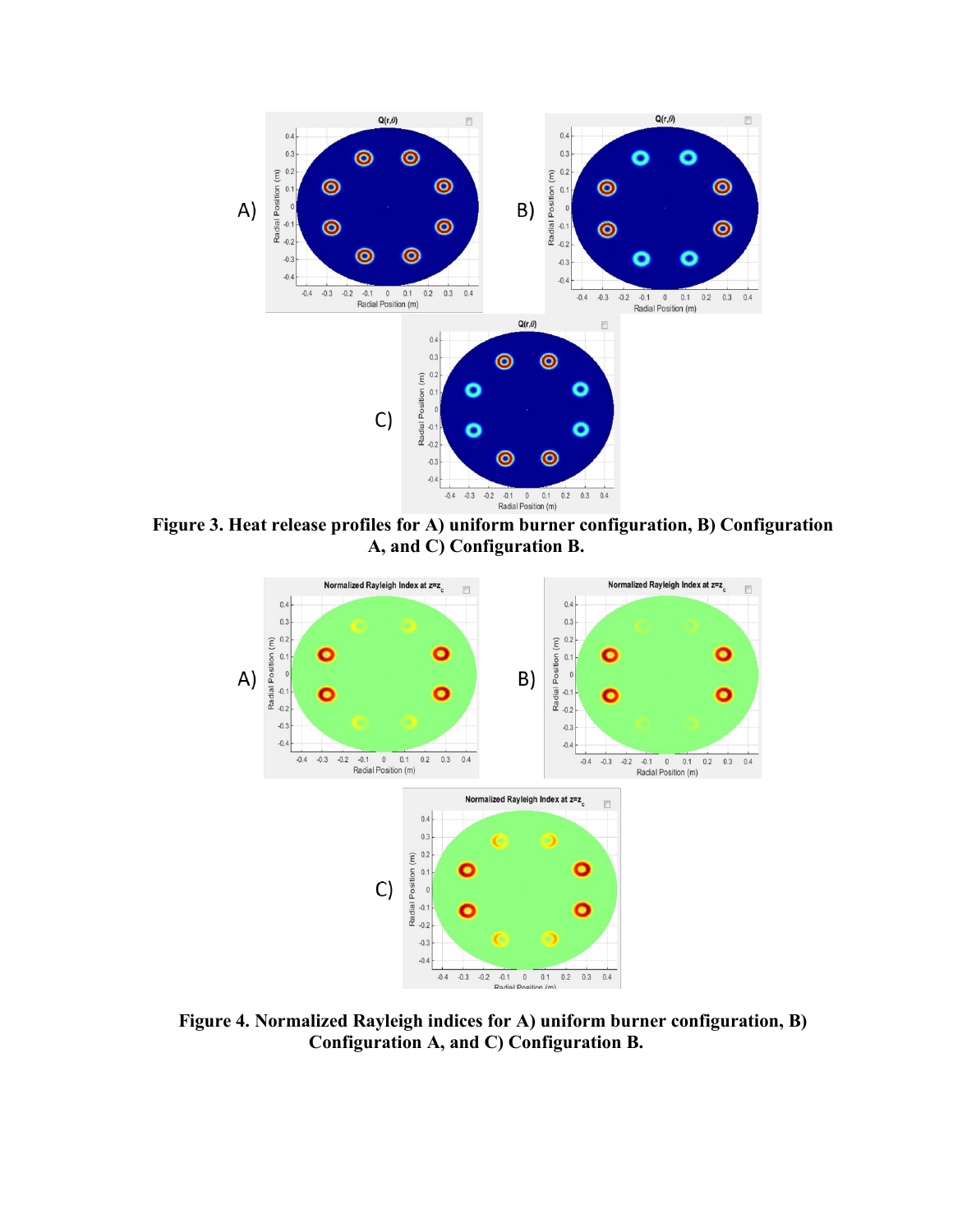**Figure 3. Heat release profiles for A) uniform burner configuration, B) Configuration A, and C) Configuration B.**

**Figure 4. Normalized Rayleigh indices for A) uniform burner configuration, B) Configuration A, and C) Configuration B.**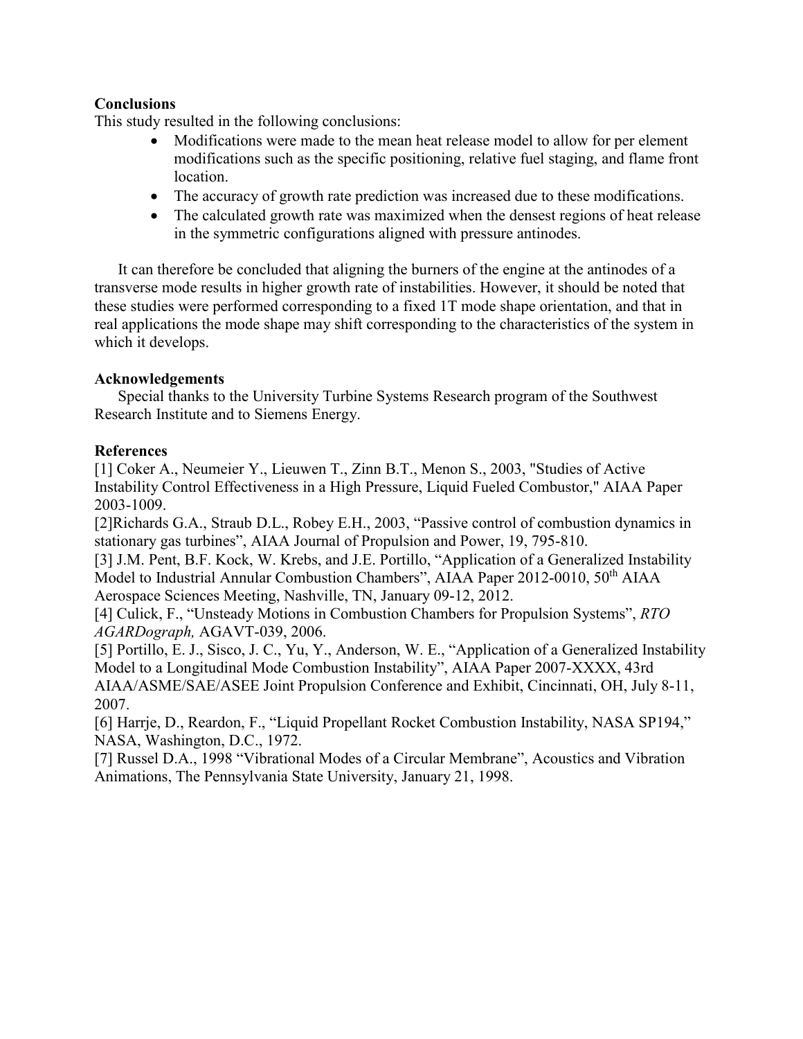## Conclusions

This study resulted in the following conclusions:

- Modifications were made to the mean heat release model to allow for per element modifications such as the specific positioning, relative fuel staging, and flame front location.
- The accuracy of growth rate prediction was increased due to these modifications.
- The calculated growth rate was maximized when the densest regions of heat release in the symmetric configurations aligned with pressure antinodes.

It can therefore be concluded that aligning the burners of the engine at the antinodes of a transverse mode results in higher growth rate of instabilities. However, it should be noted that these studies were performed corresponding to a fixed 1T mode shape orientation, and that in real applications the mode shape may shift corresponding to the characteristics of the system in which it develops.

## Acknowledgements

Special thanks to the University Turbine Systems Research program of the Southwest Research Institute and to Siemens Energy.

## References

[1] Coker A., Neumeier Y., Lieuwen T., Zinn B.T., Menon S., 2003, "Studies of Active Instability Control Effectiveness in a High Pressure, Liquid Fueled Combustor," AIAA Paper 2003-1009.

[2]Richards G.A., Straub D.L., Robey E.H., 2003, "Passive control of combustion dynamics in stationary gas turbines", AIAA Journal of Propulsion and Power, 19, 795-810.

[3] J.M. Pent, B.F. Kock, W. Krebs, and J.E. Portillo, "Application of a Generalized Instability Model to Industrial Annular Combustion Chambers", AIAA Paper 2012-0010, 50th AIAA Aerospace Sciences Meeting, Nashville, TN, January 09-12, 2012.

[4] Culick, F., "Unsteady Motions in Combustion Chambers for Propulsion Systems", *RTO AGARDograph,* AGAVT-039, 2006.

[5] Portillo, E. J., Sisco, J. C., Yu, Y., Anderson, W. E., "Application of a Generalized Instability Model to a Longitudinal Mode Combustion Instability", AIAA Paper 2007-XXXX, 43rd AIAA/ASME/SAE/ASEE Joint Propulsion Conference and Exhibit, Cincinnati, OH, July 8-11, 2007.

[6] Harrje, D., Reardon, F., "Liquid Propellant Rocket Combustion Instability, NASA SP194," NASA, Washington, D.C., 1972.

[7] Russel D.A., 1998 "Vibrational Modes of a Circular Membrane", Acoustics and Vibration Animations, The Pennsylvania State University, January 21, 1998.